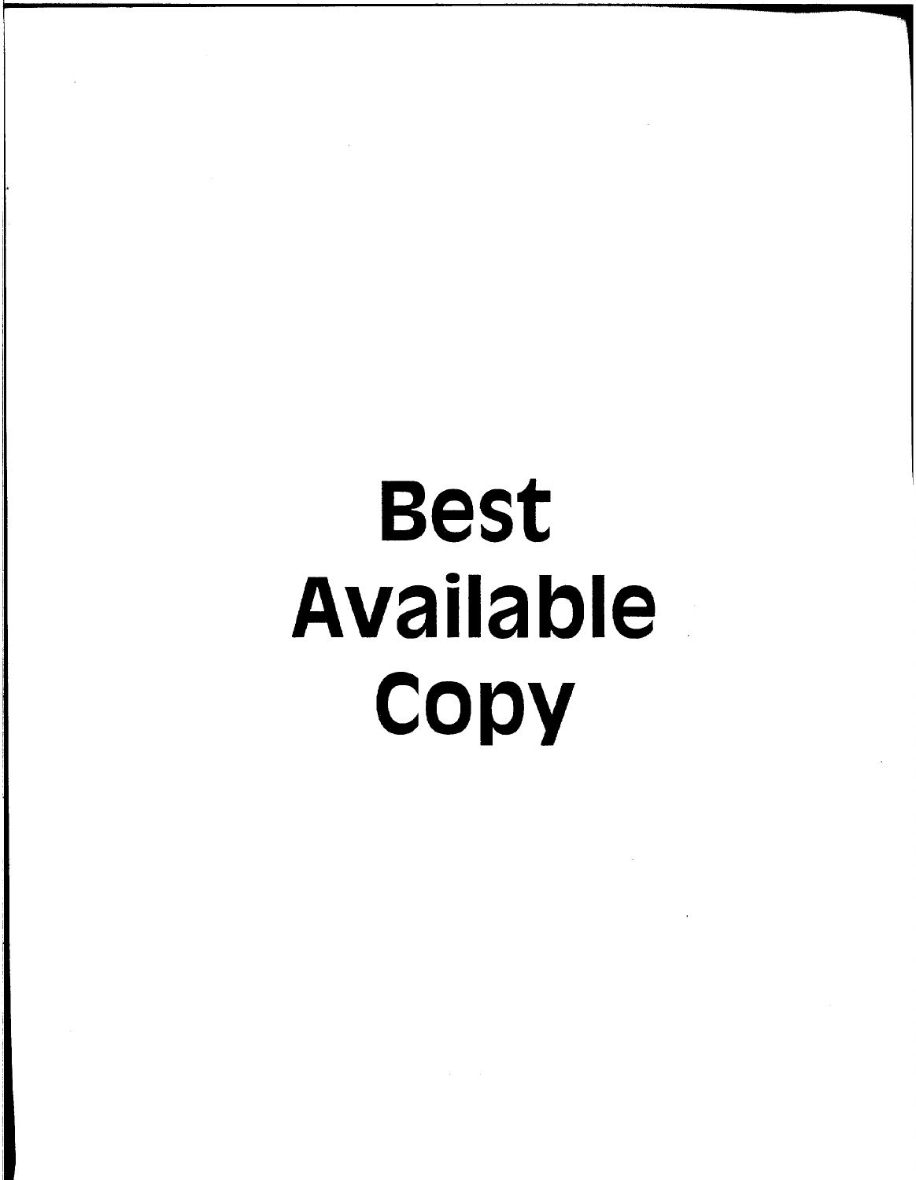# Best Available Copy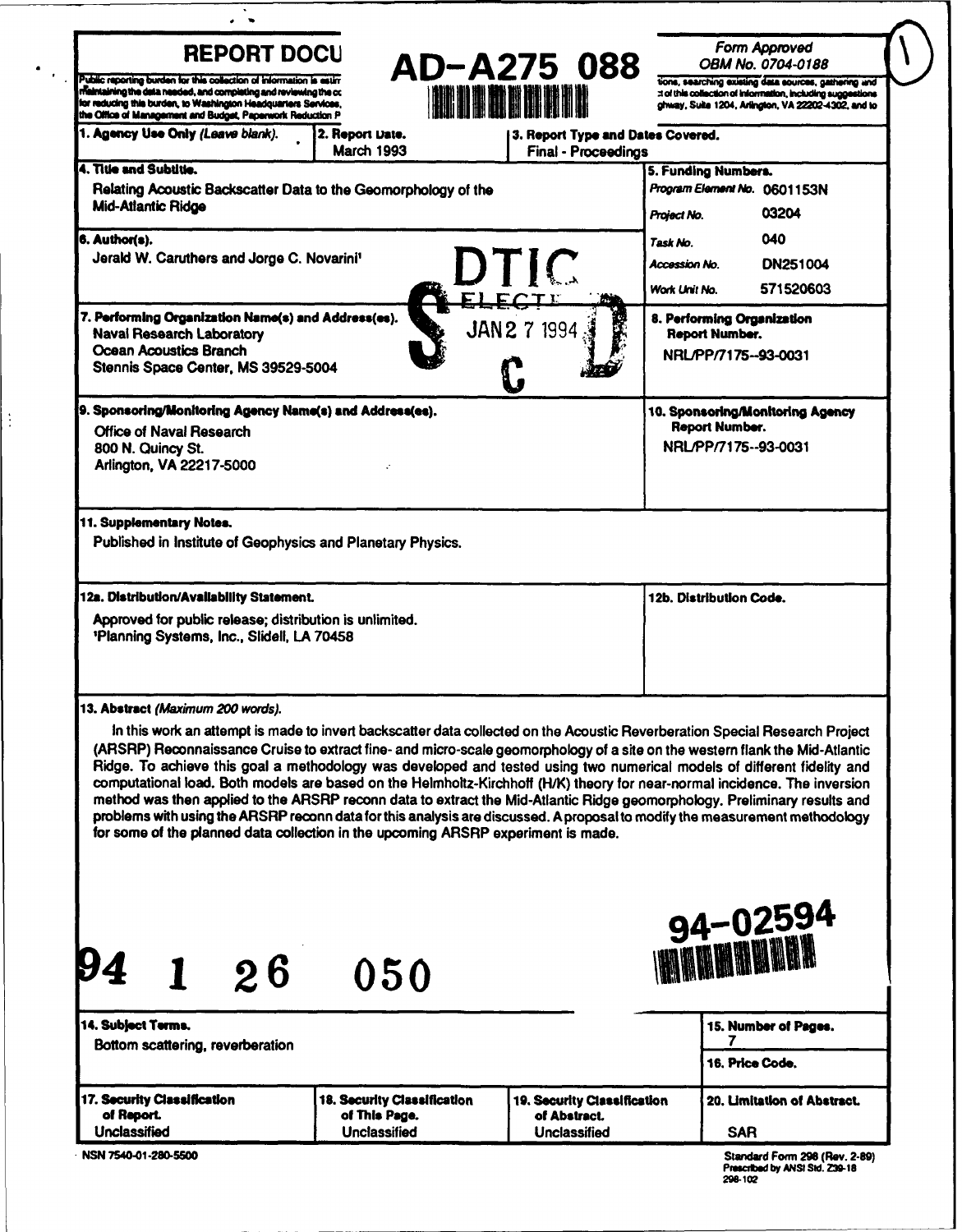# REPORT DOCU

# AD-A275 088

Form Approved
OBM No. 0704-0188

Public reporting burden for this collection of information is estim ... tions, searching existing data sources, gathering and maintaining the data needed, and completing and reviewing the co ... of this collection of information, including suggestions for reducing this burden, to Washington Headquarters Services, ... ghway, Suite 1204, Arlington, VA 22202-4302, and to the Office of Management and Budget, Paperwork Reduction P

| **1. Agency Use Only** *(Leave blank).* | **2. Report Date.** March 1993 | **3. Report Type and Dates Covered.** Final - Proceedings |
|---|---|---|

**4. Title and Subtitle.**
Relating Acoustic Backscatter Data to the Geomorphology of the Mid-Atlantic Ridge

**5. Funding Numbers.**

| | |
|---|---|
| *Program Element No.* | 0601153N |
| *Project No.* | 03204 |
| *Task No.* | 040 |
| *Accession No.* | DN251004 |
| *Work Unit No.* | 571520603 |

**6. Author(s).**
Jerald W. Caruthers and Jorge C. Novarini[1]

DTIC ELECTE JAN 27 1994 S C D

**7. Performing Organization Name(s) and Address(es).**
Naval Research Laboratory
Ocean Acoustics Branch
Stennis Space Center, MS 39529-5004

**8. Performing Organization Report Number.**
NRL/PP/7175--93-0031

**9. Sponsoring/Monitoring Agency Name(s) and Address(es).**
Office of Naval Research
800 N. Quincy St.
Arlington, VA 22217-5000

**10. Sponsoring/Monitoring Agency Report Number.**
NRL/PP/7175--93-0031

**11. Supplementary Notes.**
Published in Institute of Geophysics and Planetary Physics.

**12a. Distribution/Availability Statement.**
Approved for public release; distribution is unlimited.
[1]Planning Systems, Inc., Slidell, LA 70458

**12b. Distribution Code.**

**13. Abstract** *(Maximum 200 words).*

In this work an attempt is made to invert backscatter data collected on the Acoustic Reverberation Special Research Project (ARSRP) Reconnaissance Cruise to extract fine- and micro-scale geomorphology of a site on the western flank the Mid-Atlantic Ridge. To achieve this goal a methodology was developed and tested using two numerical models of different fidelity and computational load. Both models are based on the Helmholtz-Kirchhoff (H/K) theory for near-normal incidence. The inversion method was then applied to the ARSRP reconn data to extract the Mid-Atlantic Ridge geomorphology. Preliminary results and problems with using the ARSRP reconn data for this analysis are discussed. A proposal to modify the measurement methodology for some of the planned data collection in the upcoming ARSRP experiment is made.

94 1 26 050

94-02594

**14. Subject Terms.**
Bottom scattering, reverberation

**15. Number of Pages.**
7

**16. Price Code.**

| **17. Security Classification of Report.** | **18. Security Classification of This Page.** | **19. Security Classification of Abstract.** | **20. Limitation of Abstract.** |
|---|---|---|---|
| Unclassified | Unclassified | Unclassified | SAR |

NSN 7540-01-280-5500

Standard Form 298 (Rev. 2-89)
Prescribed by ANSI Std. Z39-18
298-102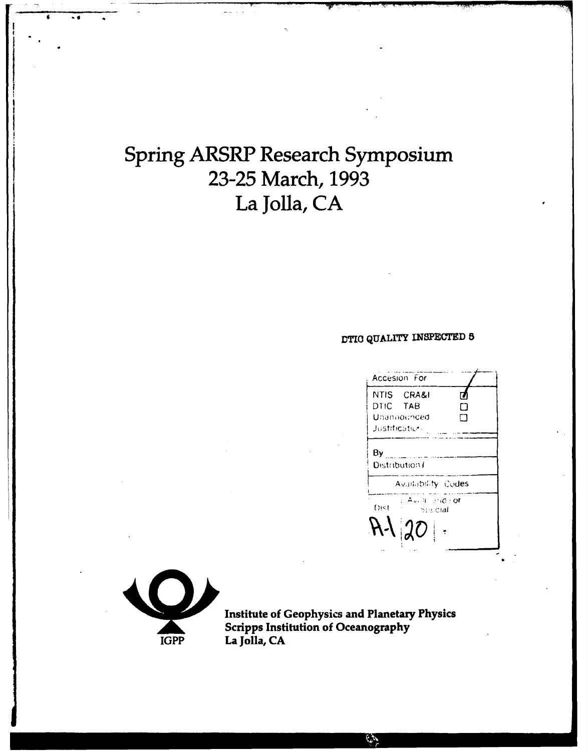# Spring ARSRP Research Symposium
# 23-25 March, 1993
# La Jolla, CA

DTIC QUALITY INSPECTED 5

| Accesion For | |
|---|---|
| NTIS CRA&I | ☑ |
| DTIC TAB | ☐ |
| Unannounced | ☐ |
| Justification | |
| By | |
| Distribution / | |
| Availability Codes | |
| Dist | Avail and / or Special |
| A-1 | 20 |

IGPP

**Institute of Geophysics and Planetary Physics**
**Scripps Institution of Oceanography**
**La Jolla, CA**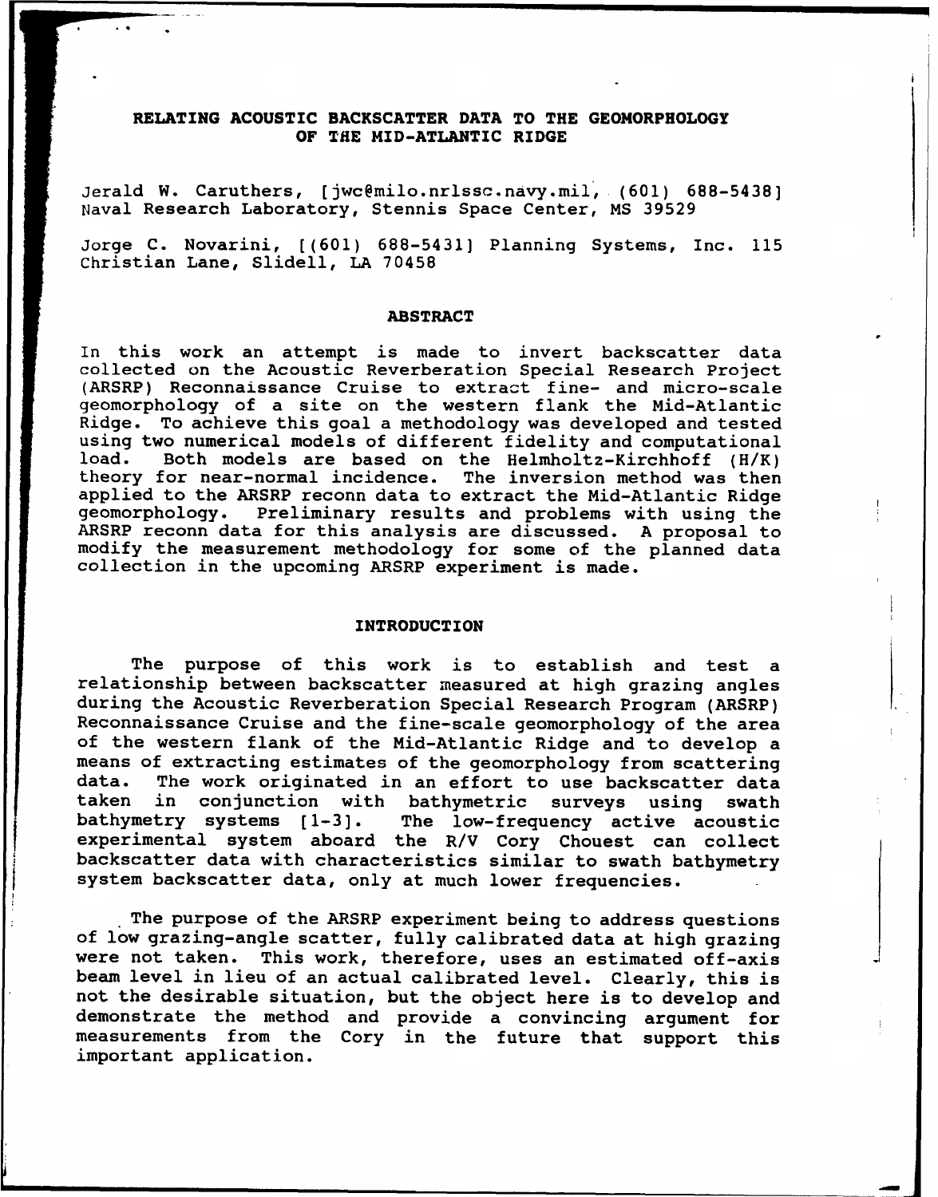# RELATING ACOUSTIC BACKSCATTER DATA TO THE GEOMORPHOLOGY OF THE MID-ATLANTIC RIDGE

Jerald W. Caruthers, [jwc@milo.nrlssc.navy.mil, (601) 688-5438] Naval Research Laboratory, Stennis Space Center, MS 39529

Jorge C. Novarini, [(601) 688-5431] Planning Systems, Inc. 115 Christian Lane, Slidell, LA 70458

## ABSTRACT

In this work an attempt is made to invert backscatter data collected on the Acoustic Reverberation Special Research Project (ARSRP) Reconnaissance Cruise to extract fine- and micro-scale geomorphology of a site on the western flank the Mid-Atlantic Ridge. To achieve this goal a methodology was developed and tested using two numerical models of different fidelity and computational load. Both models are based on the Helmholtz-Kirchhoff (H/K) theory for near-normal incidence. The inversion method was then applied to the ARSRP reconn data to extract the Mid-Atlantic Ridge geomorphology. Preliminary results and problems with using the ARSRP reconn data for this analysis are discussed. A proposal to modify the measurement methodology for some of the planned data collection in the upcoming ARSRP experiment is made.

## INTRODUCTION

The purpose of this work is to establish and test a relationship between backscatter measured at high grazing angles during the Acoustic Reverberation Special Research Program (ARSRP) Reconnaissance Cruise and the fine-scale geomorphology of the area of the western flank of the Mid-Atlantic Ridge and to develop a means of extracting estimates of the geomorphology from scattering data. The work originated in an effort to use backscatter data taken in conjunction with bathymetric surveys using swath bathymetry systems [1-3]. The low-frequency active acoustic experimental system aboard the R/V Cory Chouest can collect backscatter data with characteristics similar to swath bathymetry system backscatter data, only at much lower frequencies.

The purpose of the ARSRP experiment being to address questions of low grazing-angle scatter, fully calibrated data at high grazing were not taken. This work, therefore, uses an estimated off-axis beam level in lieu of an actual calibrated level. Clearly, this is not the desirable situation, but the object here is to develop and demonstrate the method and provide a convincing argument for measurements from the Cory in the future that support this important application.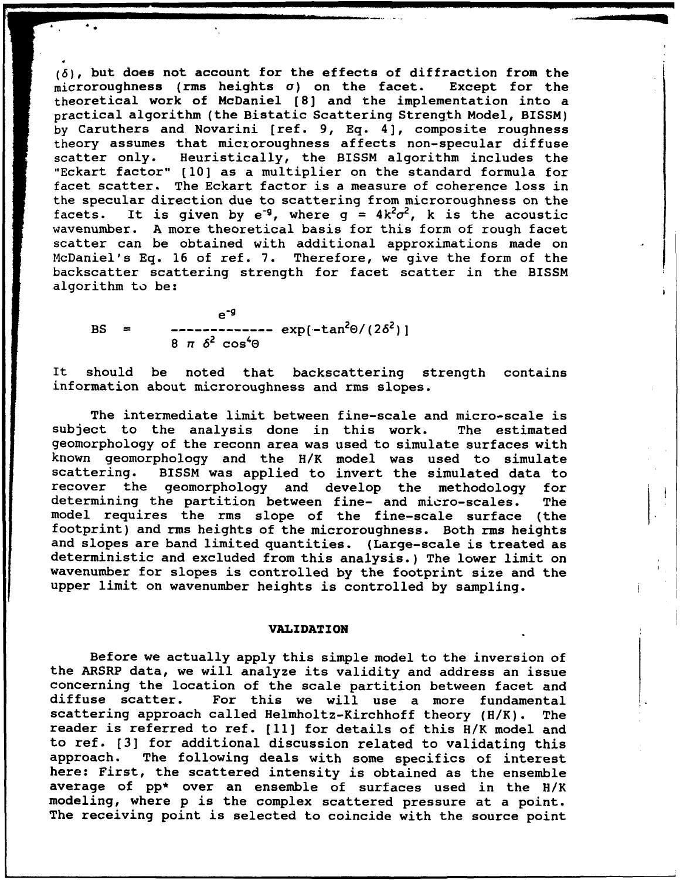($\delta$), but does not account for the effects of diffraction from the microroughness (rms heights $\sigma$) on the facet. Except for the theoretical work of McDaniel [8] and the implementation into a practical algorithm (the Bistatic Scattering Strength Model, BISSM) by Caruthers and Novarini [ref. 9, Eq. 4], composite roughness theory assumes that microroughness affects non-specular diffuse scatter only. Heuristically, the BISSM algorithm includes the "Eckart factor" [10] as a multiplier on the standard formula for facet scatter. The Eckart factor is a measure of coherence loss in the specular direction due to scattering from microroughness on the facets. It is given by $e^{-g}$, where $g = 4k^2\sigma^2$, k is the acoustic wavenumber. A more theoretical basis for this form of rough facet scatter can be obtained with additional approximations made on McDaniel's Eq. 16 of ref. 7. Therefore, we give the form of the backscatter scattering strength for facet scatter in the BISSM algorithm to be:

$$BS = \frac{e^{-g}}{8 \pi \delta^2 \cos^4\Theta} \exp[-\tan^2\Theta/(2\delta^2)]$$

It should be noted that backscattering strength contains information about microroughness and rms slopes.

The intermediate limit between fine-scale and micro-scale is subject to the analysis done in this work. The estimated geomorphology of the reconn area was used to simulate surfaces with known geomorphology and the H/K model was used to simulate scattering. BISSM was applied to invert the simulated data to recover the geomorphology and develop the methodology for determining the partition between fine- and micro-scales. The model requires the rms slope of the fine-scale surface (the footprint) and rms heights of the microroughness. Both rms heights and slopes are band limited quantities. (Large-scale is treated as deterministic and excluded from this analysis.) The lower limit on wavenumber for slopes is controlled by the footprint size and the upper limit on wavenumber heights is controlled by sampling.

## VALIDATION

Before we actually apply this simple model to the inversion of the ARSRP data, we will analyze its validity and address an issue concerning the location of the scale partition between facet and diffuse scatter. For this we will use a more fundamental scattering approach called Helmholtz-Kirchhoff theory (H/K). The reader is referred to ref. [11] for details of this H/K model and to ref. [3] for additional discussion related to validating this approach. The following deals with some specifics of interest here: First, the scattered intensity is obtained as the ensemble average of pp* over an ensemble of surfaces used in the H/K modeling, where p is the complex scattered pressure at a point. The receiving point is selected to coincide with the source point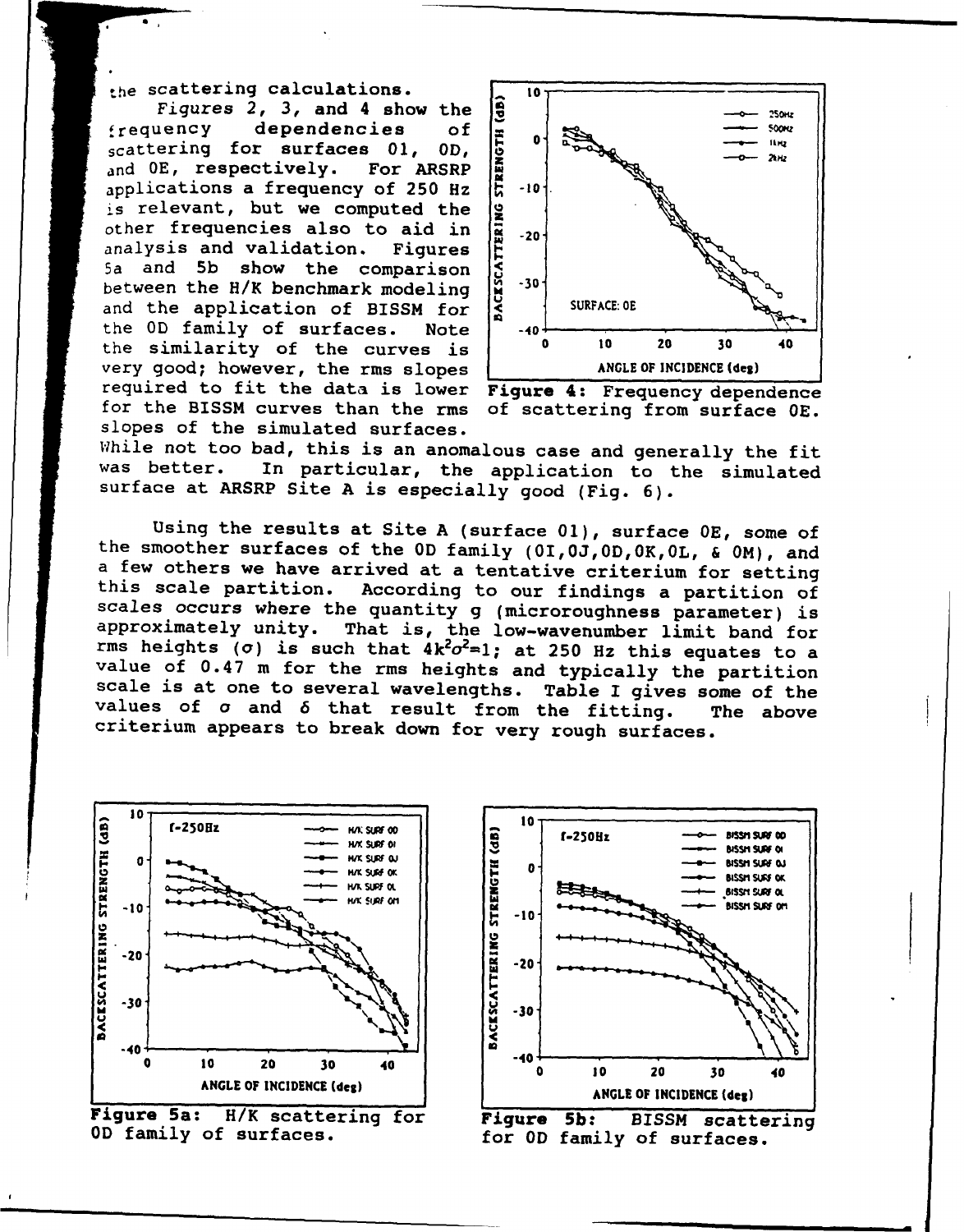the scattering calculations.

*Figures 2, 3, and 4* show the frequency dependencies of scattering for surfaces 01, 0D, and 0E, respectively. For ARSRP applications a frequency of 250 Hz is relevant, but we computed the other frequencies also to aid in analysis and validation. Figures 5a and 5b show the comparison between the H/K benchmark modeling and the application of BISSM for the 0D family of surfaces. Note the similarity of the curves is very good; however, the rms slopes required to fit the data is lower for the BISSM curves than the rms slopes of the simulated surfaces. While not too bad, this is an anomalous case and generally the fit was better. In particular, the application to the simulated surface at ARSRP Site A is especially good (Fig. 6).

**Figure 4:** Frequency dependence of scattering from surface 0E.

Using the results at Site A (surface 01), surface 0E, some of the smoother surfaces of the 0D family (0I,0J,0D,0K,0L, & 0M), and a few others we have arrived at a tentative criterium for setting this scale partition. According to our findings a partition of scales occurs where the quantity g (microroughness parameter) is approximately unity. That is, the low-wavenumber limit band for rms heights ($\sigma$) is such that $4k^2\sigma^2=1$; at 250 Hz this equates to a value of 0.47 m for the rms heights and typically the partition scale is at one to several wavelengths. Table I gives some of the values of $\sigma$ and $\delta$ that result from the fitting. The above criterium appears to break down for very rough surfaces.

**Figure 5a:** H/K scattering for 0D family of surfaces.

**Figure 5b:** BISSM scattering for 0D family of surfaces.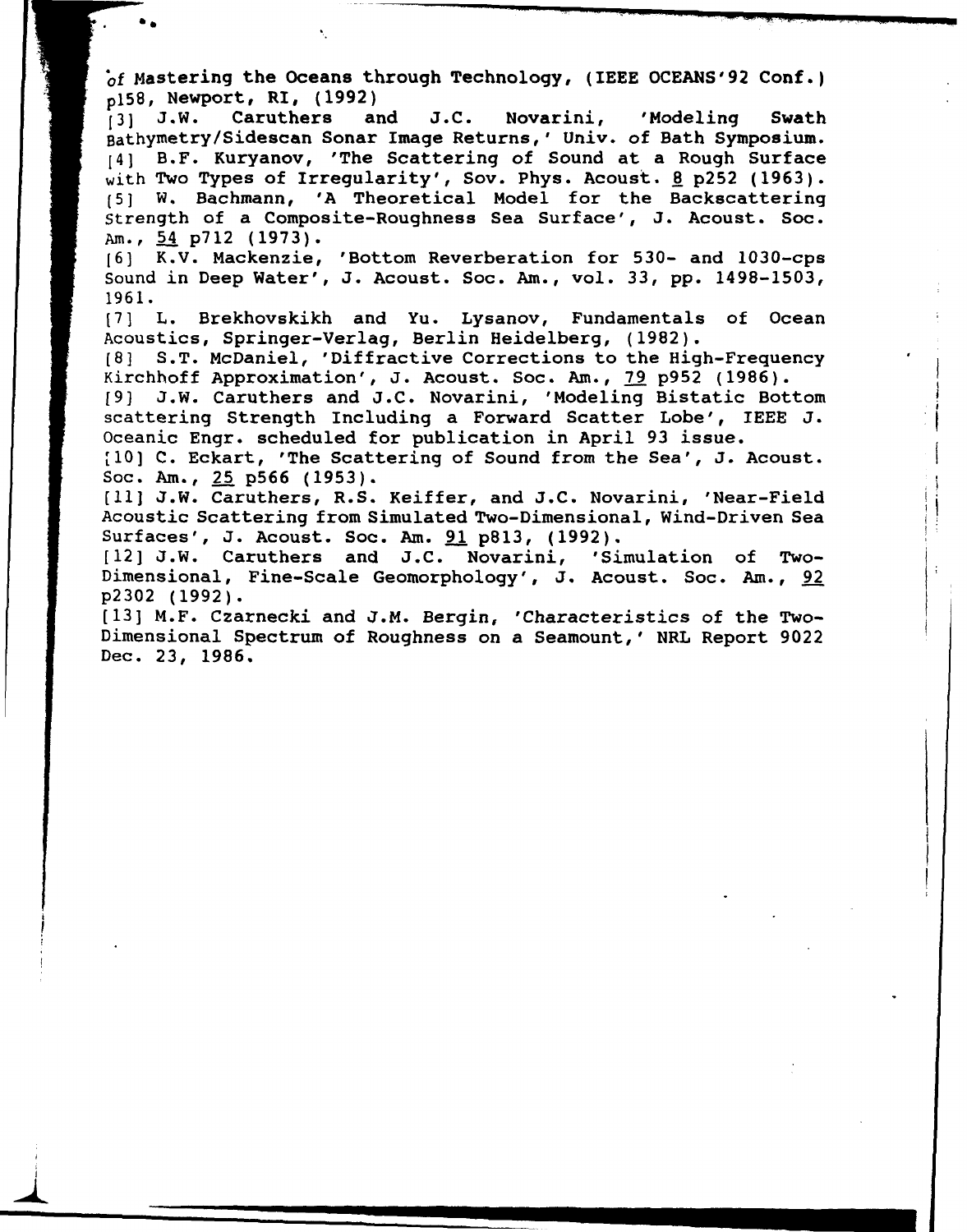of Mastering the Oceans through Technology, (IEEE OCEANS'92 Conf.) p158, Newport, RI, (1992)

[3] J.W. Caruthers and J.C. Novarini, 'Modeling Swath Bathymetry/Sidescan Sonar Image Returns,' Univ. of Bath Symposium.

[4] B.F. Kuryanov, 'The Scattering of Sound at a Rough Surface with Two Types of Irregularity', Sov. Phys. Acoust. 8 p252 (1963).

[5] W. Bachmann, 'A Theoretical Model for the Backscattering Strength of a Composite-Roughness Sea Surface', J. Acoust. Soc. Am., 54 p712 (1973).

[6] K.V. Mackenzie, 'Bottom Reverberation for 530- and 1030-cps Sound in Deep Water', J. Acoust. Soc. Am., vol. 33, pp. 1498-1503, 1961.

[7] L. Brekhovskikh and Yu. Lysanov, Fundamentals of Ocean Acoustics, Springer-Verlag, Berlin Heidelberg, (1982).

[8] S.T. McDaniel, 'Diffractive Corrections to the High-Frequency Kirchhoff Approximation', J. Acoust. Soc. Am., 79 p952 (1986).

[9] J.W. Caruthers and J.C. Novarini, 'Modeling Bistatic Bottom scattering Strength Including a Forward Scatter Lobe', IEEE J. Oceanic Engr. scheduled for publication in April 93 issue.

[10] C. Eckart, 'The Scattering of Sound from the Sea', J. Acoust. Soc. Am., 25 p566 (1953).

[11] J.W. Caruthers, R.S. Keiffer, and J.C. Novarini, 'Near-Field Acoustic Scattering from Simulated Two-Dimensional, Wind-Driven Sea Surfaces', J. Acoust. Soc. Am. 91 p813, (1992).

[12] J.W. Caruthers and J.C. Novarini, 'Simulation of Two-Dimensional, Fine-Scale Geomorphology', J. Acoust. Soc. Am., 92 p2302 (1992).

[13] M.F. Czarnecki and J.M. Bergin, 'Characteristics of the Two-Dimensional Spectrum of Roughness on a Seamount,' NRL Report 9022 Dec. 23, 1986.